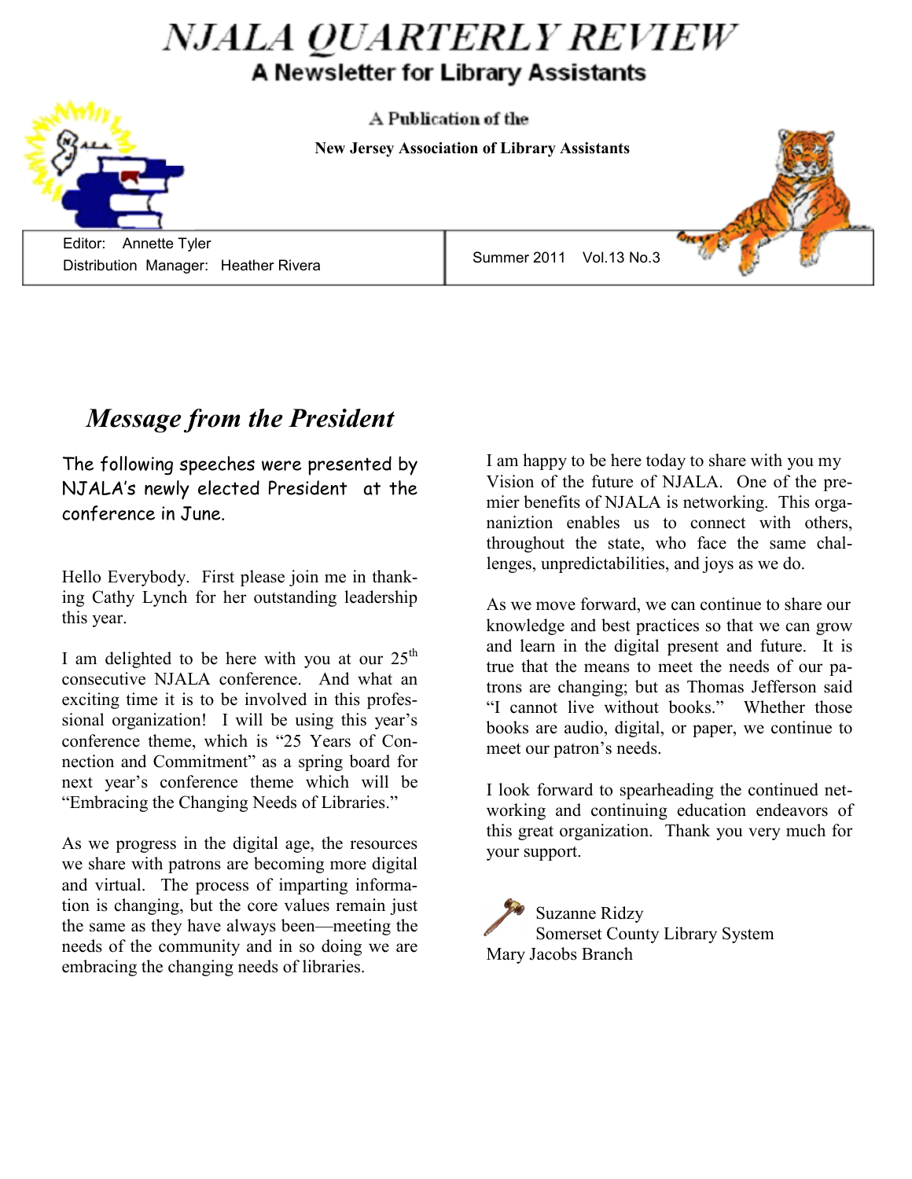# NJALA QUARTERLY REVIEW

**A Newsletter for Library Assistants**

A Publication of the

**New Jersey Association of Library Assistants**

| | |
|---|---|
| Editor: Annette Tyler<br>Distribution Manager: Heather Rivera | Summer 2011 Vol.13 No.3 |

## *Message from the President*

The following speeches were presented by NJALA's newly elected President at the conference in June.

Hello Everybody. First please join me in thanking Cathy Lynch for her outstanding leadership this year.

I am delighted to be here with you at our 25th consecutive NJALA conference. And what an exciting time it is to be involved in this professional organization! I will be using this year's conference theme, which is "25 Years of Connection and Commitment" as a spring board for next year's conference theme which will be "Embracing the Changing Needs of Libraries."

As we progress in the digital age, the resources we share with patrons are becoming more digital and virtual. The process of imparting information is changing, but the core values remain just the same as they have always been—meeting the needs of the community and in so doing we are embracing the changing needs of libraries.

I am happy to be here today to share with you my Vision of the future of NJALA. One of the premier benefits of NJALA is networking. This organaniztion enables us to connect with others, throughout the state, who face the same challenges, unpredictabilities, and joys as we do.

As we move forward, we can continue to share our knowledge and best practices so that we can grow and learn in the digital present and future. It is true that the means to meet the needs of our patrons are changing; but as Thomas Jefferson said "I cannot live without books." Whether those books are audio, digital, or paper, we continue to meet our patron's needs.

I look forward to spearheading the continued networking and continuing education endeavors of this great organization. Thank you very much for your support.

Suzanne Ridzy
Somerset County Library System
Mary Jacobs Branch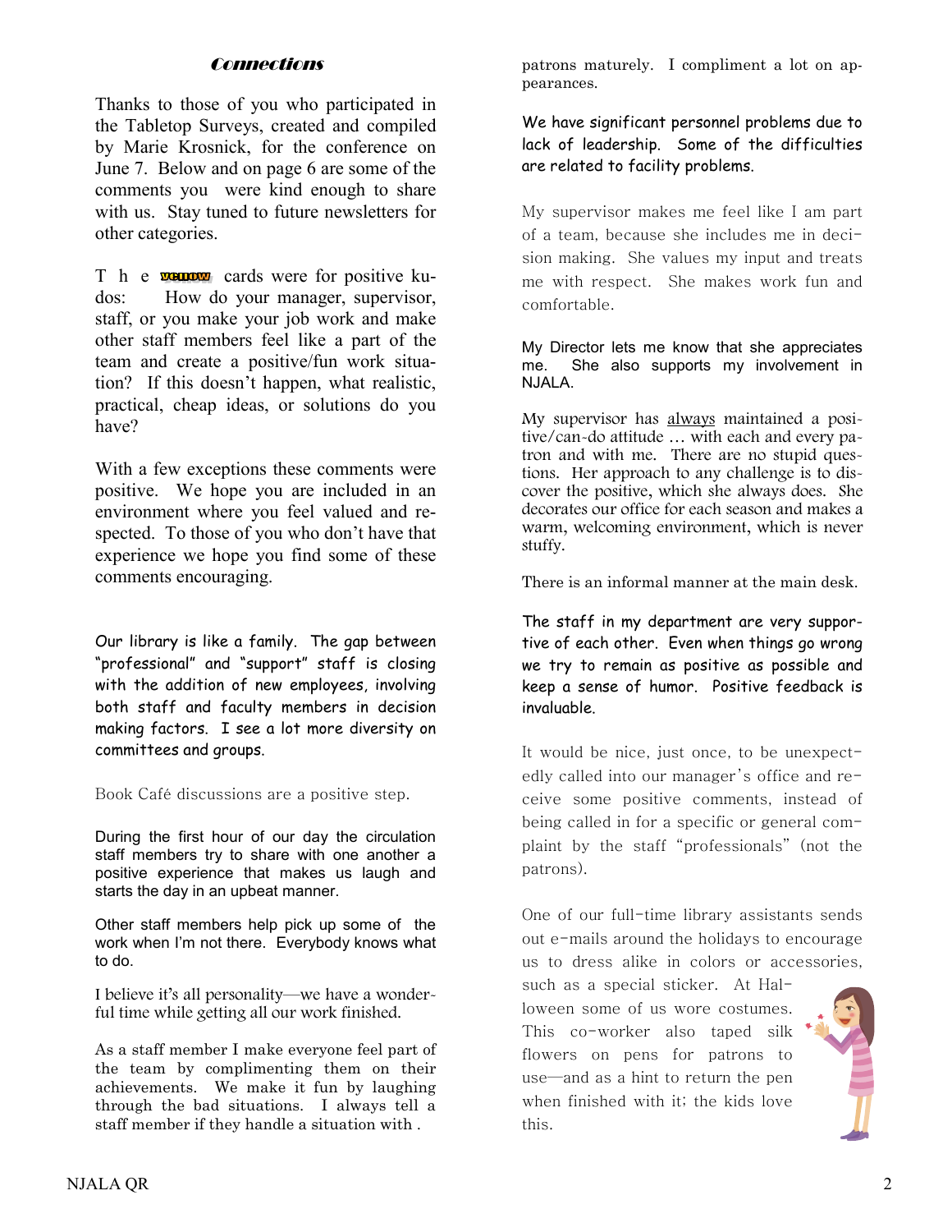## Connections

Thanks to those of you who participated in the Tabletop Surveys, created and compiled by Marie Krosnick, for the conference on June 7. Below and on page 6 are some of the comments you were kind enough to share with us. Stay tuned to future newsletters for other categories.

The yellow cards were for positive kudos: How do your manager, supervisor, staff, or you make your job work and make other staff members feel like a part of the team and create a positive/fun work situation? If this doesn't happen, what realistic, practical, cheap ideas, or solutions do you have?

With a few exceptions these comments were positive. We hope you are included in an environment where you feel valued and respected. To those of you who don't have that experience we hope you find some of these comments encouraging.

Our library is like a family. The gap between "professional" and "support" staff is closing with the addition of new employees, involving both staff and faculty members in decision making factors. I see a lot more diversity on committees and groups.

Book Café discussions are a positive step.

During the first hour of our day the circulation staff members try to share with one another a positive experience that makes us laugh and starts the day in an upbeat manner.

Other staff members help pick up some of the work when I'm not there. Everybody knows what to do.

I believe it's all personality—we have a wonderful time while getting all our work finished.

As a staff member I make everyone feel part of the team by complimenting them on their achievements. We make it fun by laughing through the bad situations. I always tell a staff member if they handle a situation with . patrons maturely. I compliment a lot on appearances.

We have significant personnel problems due to lack of leadership. Some of the difficulties are related to facility problems.

My supervisor makes me feel like I am part of a team, because she includes me in decision making. She values my input and treats me with respect. She makes work fun and comfortable.

My Director lets me know that she appreciates me. She also supports my involvement in NJALA.

My supervisor has always maintained a positive/can-do attitude … with each and every patron and with me. There are no stupid questions. Her approach to any challenge is to discover the positive, which she always does. She decorates our office for each season and makes a warm, welcoming environment, which is never stuffy.

There is an informal manner at the main desk.

The staff in my department are very supportive of each other. Even when things go wrong we try to remain as positive as possible and keep a sense of humor. Positive feedback is invaluable.

It would be nice, just once, to be unexpectedly called into our manager's office and receive some positive comments, instead of being called in for a specific or general complaint by the staff "professionals" (not the patrons).

One of our full-time library assistants sends out e-mails around the holidays to encourage us to dress alike in colors or accessories, such as a special sticker. At Halloween some of us wore costumes. This co-worker also taped silk flowers on pens for patrons to use—and as a hint to return the pen when finished with it; the kids love this.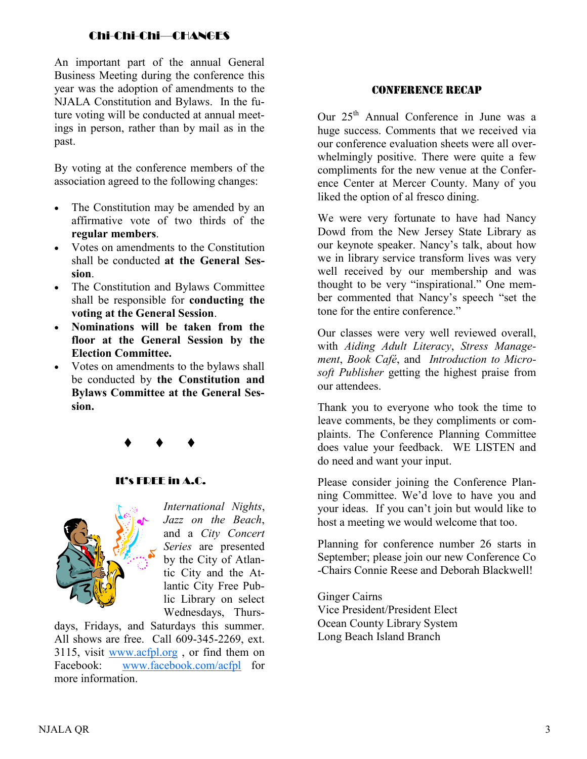## Chi-Chi-Chi—CHANGES

An important part of the annual General Business Meeting during the conference this year was the adoption of amendments to the NJALA Constitution and Bylaws. In the future voting will be conducted at annual meetings in person, rather than by mail as in the past.

By voting at the conference members of the association agreed to the following changes:

- The Constitution may be amended by an affirmative vote of two thirds of the **regular members**.
- Votes on amendments to the Constitution shall be conducted **at the General Session**.
- The Constitution and Bylaws Committee shall be responsible for **conducting the voting at the General Session**.
- **Nominations will be taken from the floor at the General Session by the Election Committee.**
- Votes on amendments to the bylaws shall be conducted by **the Constitution and Bylaws Committee at the General Session.**

♦ ♦ ♦

## It's FREE in A.C.

*International Nights*, *Jazz on the Beach*, and a *City Concert Series* are presented by the City of Atlantic City and the Atlantic City Free Public Library on select Wednesdays, Thursdays, Fridays, and Saturdays this summer. All shows are free. Call 609-345-2269, ext. 3115, visit www.acfpl.org , or find them on Facebook: www.facebook.com/acfpl for more information.

## CONFERENCE RECAP

Our 25th Annual Conference in June was a huge success. Comments that we received via our conference evaluation sheets were all overwhelmingly positive. There were quite a few compliments for the new venue at the Conference Center at Mercer County. Many of you liked the option of al fresco dining.

We were very fortunate to have had Nancy Dowd from the New Jersey State Library as our keynote speaker. Nancy's talk, about how we in library service transform lives was very well received by our membership and was thought to be very "inspirational." One member commented that Nancy's speech "set the tone for the entire conference."

Our classes were very well reviewed overall, with *Aiding Adult Literacy*, *Stress Management*, *Book Café*, and *Introduction to Microsoft Publisher* getting the highest praise from our attendees.

Thank you to everyone who took the time to leave comments, be they compliments or complaints. The Conference Planning Committee does value your feedback. WE LISTEN and do need and want your input.

Please consider joining the Conference Planning Committee. We'd love to have you and your ideas. If you can't join but would like to host a meeting we would welcome that too.

Planning for conference number 26 starts in September; please join our new Conference Co-Chairs Connie Reese and Deborah Blackwell!

Ginger Cairns
Vice President/President Elect
Ocean County Library System
Long Beach Island Branch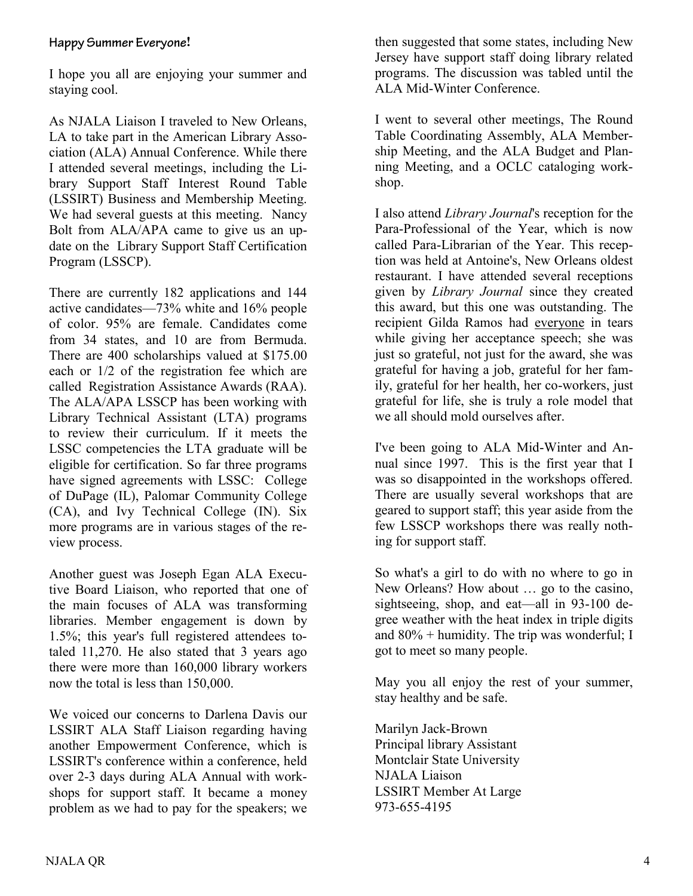**Happy Summer Everyone!**

I hope you all are enjoying your summer and staying cool.

As NJALA Liaison I traveled to New Orleans, LA to take part in the American Library Association (ALA) Annual Conference. While there I attended several meetings, including the Library Support Staff Interest Round Table (LSSIRT) Business and Membership Meeting. We had several guests at this meeting. Nancy Bolt from ALA/APA came to give us an update on the Library Support Staff Certification Program (LSSCP).

There are currently 182 applications and 144 active candidates—73% white and 16% people of color. 95% are female. Candidates come from 34 states, and 10 are from Bermuda. There are 400 scholarships valued at $175.00 each or 1/2 of the registration fee which are called Registration Assistance Awards (RAA). The ALA/APA LSSCP has been working with Library Technical Assistant (LTA) programs to review their curriculum. If it meets the LSSC competencies the LTA graduate will be eligible for certification. So far three programs have signed agreements with LSSC: College of DuPage (IL), Palomar Community College (CA), and Ivy Technical College (IN). Six more programs are in various stages of the review process.

Another guest was Joseph Egan ALA Executive Board Liaison, who reported that one of the main focuses of ALA was transforming libraries. Member engagement is down by 1.5%; this year's full registered attendees totaled 11,270. He also stated that 3 years ago there were more than 160,000 library workers now the total is less than 150,000.

We voiced our concerns to Darlena Davis our LSSIRT ALA Staff Liaison regarding having another Empowerment Conference, which is LSSIRT's conference within a conference, held over 2-3 days during ALA Annual with workshops for support staff. It became a money problem as we had to pay for the speakers; we then suggested that some states, including New Jersey have support staff doing library related programs. The discussion was tabled until the ALA Mid-Winter Conference.

I went to several other meetings, The Round Table Coordinating Assembly, ALA Membership Meeting, and the ALA Budget and Planning Meeting, and a OCLC cataloging workshop.

I also attend *Library Journal*'s reception for the Para-Professional of the Year, which is now called Para-Librarian of the Year. This reception was held at Antoine's, New Orleans oldest restaurant. I have attended several receptions given by *Library Journal* since they created this award, but this one was outstanding. The recipient Gilda Ramos had <u>everyone</u> in tears while giving her acceptance speech; she was just so grateful, not just for the award, she was grateful for having a job, grateful for her family, grateful for her health, her co-workers, just grateful for life, she is truly a role model that we all should mold ourselves after.

I've been going to ALA Mid-Winter and Annual since 1997. This is the first year that I was so disappointed in the workshops offered. There are usually several workshops that are geared to support staff; this year aside from the few LSSCP workshops there was really nothing for support staff.

So what's a girl to do with no where to go in New Orleans? How about … go to the casino, sightseeing, shop, and eat—all in 93-100 degree weather with the heat index in triple digits and 80% + humidity. The trip was wonderful; I got to meet so many people.

May you all enjoy the rest of your summer, stay healthy and be safe.

Marilyn Jack-Brown
Principal library Assistant
Montclair State University
NJALA Liaison
LSSIRT Member At Large
973-655-4195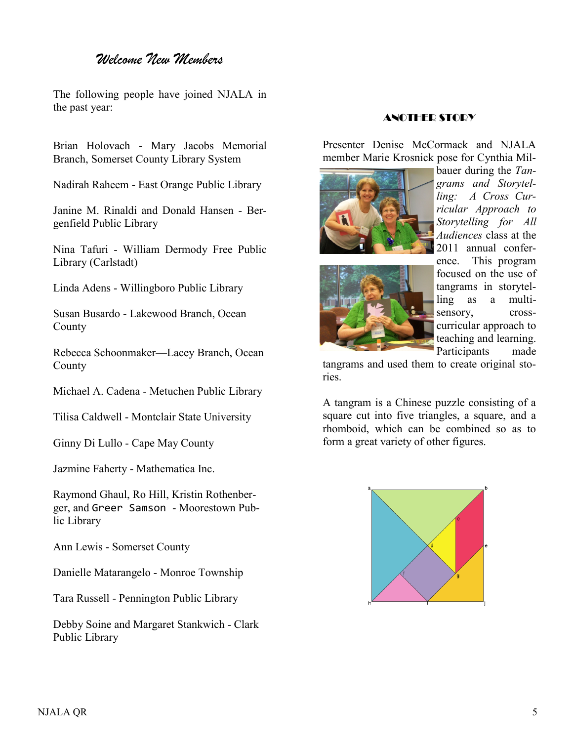## *Welcome New Members*

The following people have joined NJALA in the past year:

Brian Holovach - Mary Jacobs Memorial Branch, Somerset County Library System

Nadirah Raheem - East Orange Public Library

Janine M. Rinaldi and Donald Hansen - Bergenfield Public Library

Nina Tafuri - William Dermody Free Public Library (Carlstadt)

Linda Adens - Willingboro Public Library

Susan Busardo - Lakewood Branch, Ocean County

Rebecca Schoonmaker—Lacey Branch, Ocean County

Michael A. Cadena - Metuchen Public Library

Tilisa Caldwell - Montclair State University

Ginny Di Lullo - Cape May County

Jazmine Faherty - Mathematica Inc.

Raymond Ghaul, Ro Hill, Kristin Rothenberger, and Greer Samson - Moorestown Public Library

Ann Lewis - Somerset County

Danielle Matarangelo - Monroe Township

Tara Russell - Pennington Public Library

Debby Soine and Margaret Stankwich - Clark Public Library

## ANOTHER STORY

Presenter Denise McCormack and NJALA member Marie Krosnick pose for Cynthia Milbauer during the *Tangrams and Storytelling: A Cross Curricular Approach to Storytelling for All Audiences* class at the 2011 annual conference. This program focused on the use of tangrams in storytelling as a multi-sensory, cross-curricular approach to teaching and learning. Participants made tangrams and used them to create original stories.

A tangram is a Chinese puzzle consisting of a square cut into five triangles, a square, and a rhomboid, which can be combined so as to form a great variety of other figures.

a
b
c
d
e
f
g
h
i
j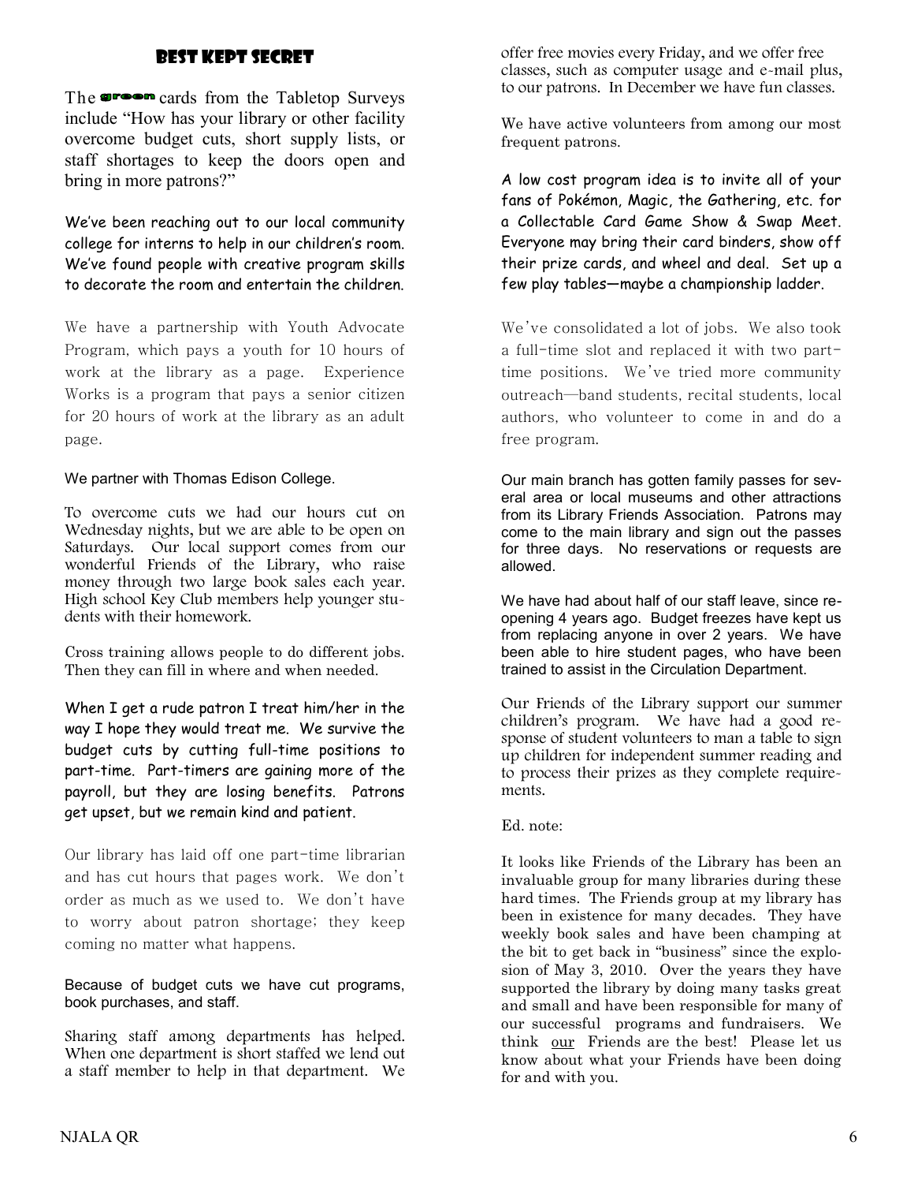## Best Kept Secret

The green cards from the Tabletop Surveys include "How has your library or other facility overcome budget cuts, short supply lists, or staff shortages to keep the doors open and bring in more patrons?"

We've been reaching out to our local community college for interns to help in our children's room. We've found people with creative program skills to decorate the room and entertain the children.

We have a partnership with Youth Advocate Program, which pays a youth for 10 hours of work at the library as a page. Experience Works is a program that pays a senior citizen for 20 hours of work at the library as an adult page.

We partner with Thomas Edison College.

To overcome cuts we had our hours cut on Wednesday nights, but we are able to be open on Saturdays. Our local support comes from our wonderful Friends of the Library, who raise money through two large book sales each year. High school Key Club members help younger students with their homework.

Cross training allows people to do different jobs. Then they can fill in where and when needed.

When I get a rude patron I treat him/her in the way I hope they would treat me. We survive the budget cuts by cutting full-time positions to part-time. Part-timers are gaining more of the payroll, but they are losing benefits. Patrons get upset, but we remain kind and patient.

Our library has laid off one part-time librarian and has cut hours that pages work. We don't order as much as we used to. We don't have to worry about patron shortage; they keep coming no matter what happens.

Because of budget cuts we have cut programs, book purchases, and staff.

Sharing staff among departments has helped. When one department is short staffed we lend out a staff member to help in that department. We offer free movies every Friday, and we offer free classes, such as computer usage and e-mail plus, to our patrons. In December we have fun classes.

We have active volunteers from among our most frequent patrons.

A low cost program idea is to invite all of your fans of Pokémon, Magic, the Gathering, etc. for a Collectable Card Game Show & Swap Meet. Everyone may bring their card binders, show off their prize cards, and wheel and deal. Set up a few play tables—maybe a championship ladder.

We've consolidated a lot of jobs. We also took a full-time slot and replaced it with two part-time positions. We've tried more community outreach—band students, recital students, local authors, who volunteer to come in and do a free program.

Our main branch has gotten family passes for several area or local museums and other attractions from its Library Friends Association. Patrons may come to the main library and sign out the passes for three days. No reservations or requests are allowed.

We have had about half of our staff leave, since re-opening 4 years ago. Budget freezes have kept us from replacing anyone in over 2 years. We have been able to hire student pages, who have been trained to assist in the Circulation Department.

Our Friends of the Library support our summer children's program. We have had a good response of student volunteers to man a table to sign up children for independent summer reading and to process their prizes as they complete requirements.

Ed. note:

It looks like Friends of the Library has been an invaluable group for many libraries during these hard times. The Friends group at my library has been in existence for many decades. They have weekly book sales and have been champing at the bit to get back in "business" since the explosion of May 3, 2010. Over the years they have supported the library by doing many tasks great and small and have been responsible for many of our successful programs and fundraisers. We think our Friends are the best! Please let us know about what your Friends have been doing for and with you.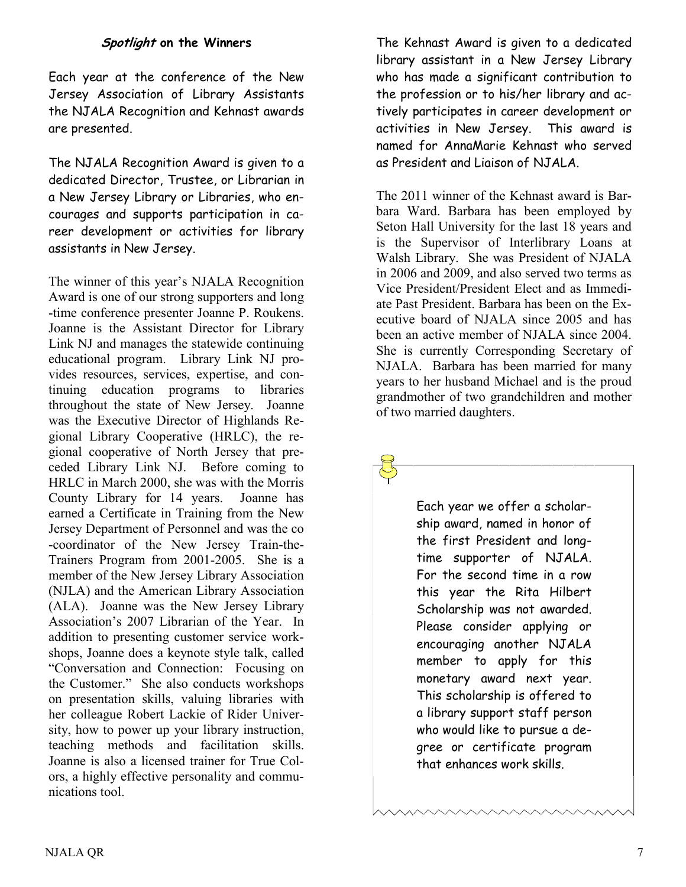## *Spotlight* on the Winners

Each year at the conference of the New Jersey Association of Library Assistants the NJALA Recognition and Kehnast awards are presented.

The NJALA Recognition Award is given to a dedicated Director, Trustee, or Librarian in a New Jersey Library or Libraries, who encourages and supports participation in career development or activities for library assistants in New Jersey.

The winner of this year's NJALA Recognition Award is one of our strong supporters and long-time conference presenter Joanne P. Roukens. Joanne is the Assistant Director for Library Link NJ and manages the statewide continuing educational program. Library Link NJ provides resources, services, expertise, and continuing education programs to libraries throughout the state of New Jersey. Joanne was the Executive Director of Highlands Regional Library Cooperative (HRLC), the regional cooperative of North Jersey that preceded Library Link NJ. Before coming to HRLC in March 2000, she was with the Morris County Library for 14 years. Joanne has earned a Certificate in Training from the New Jersey Department of Personnel and was the co-coordinator of the New Jersey Train-the-Trainers Program from 2001-2005. She is a member of the New Jersey Library Association (NJLA) and the American Library Association (ALA). Joanne was the New Jersey Library Association's 2007 Librarian of the Year. In addition to presenting customer service workshops, Joanne does a keynote style talk, called "Conversation and Connection: Focusing on the Customer." She also conducts workshops on presentation skills, valuing libraries with her colleague Robert Lackie of Rider University, how to power up your library instruction, teaching methods and facilitation skills. Joanne is also a licensed trainer for True Colors, a highly effective personality and communications tool.

The Kehnast Award is given to a dedicated library assistant in a New Jersey Library who has made a significant contribution to the profession or to his/her library and actively participates in career development or activities in New Jersey. This award is named for AnnaMarie Kehnast who served as President and Liaison of NJALA.

The 2011 winner of the Kehnast award is Barbara Ward. Barbara has been employed by Seton Hall University for the last 18 years and is the Supervisor of Interlibrary Loans at Walsh Library. She was President of NJALA in 2006 and 2009, and also served two terms as Vice President/President Elect and as Immediate Past President. Barbara has been on the Executive board of NJALA since 2005 and has been an active member of NJALA since 2004. She is currently Corresponding Secretary of NJALA. Barbara has been married for many years to her husband Michael and is the proud grandmother of two grandchildren and mother of two married daughters.

Each year we offer a scholarship award, named in honor of the first President and longtime supporter of NJALA. For the second time in a row this year the Rita Hilbert Scholarship was not awarded. Please consider applying or encouraging another NJALA member to apply for this monetary award next year. This scholarship is offered to a library support staff person who would like to pursue a degree or certificate program that enhances work skills.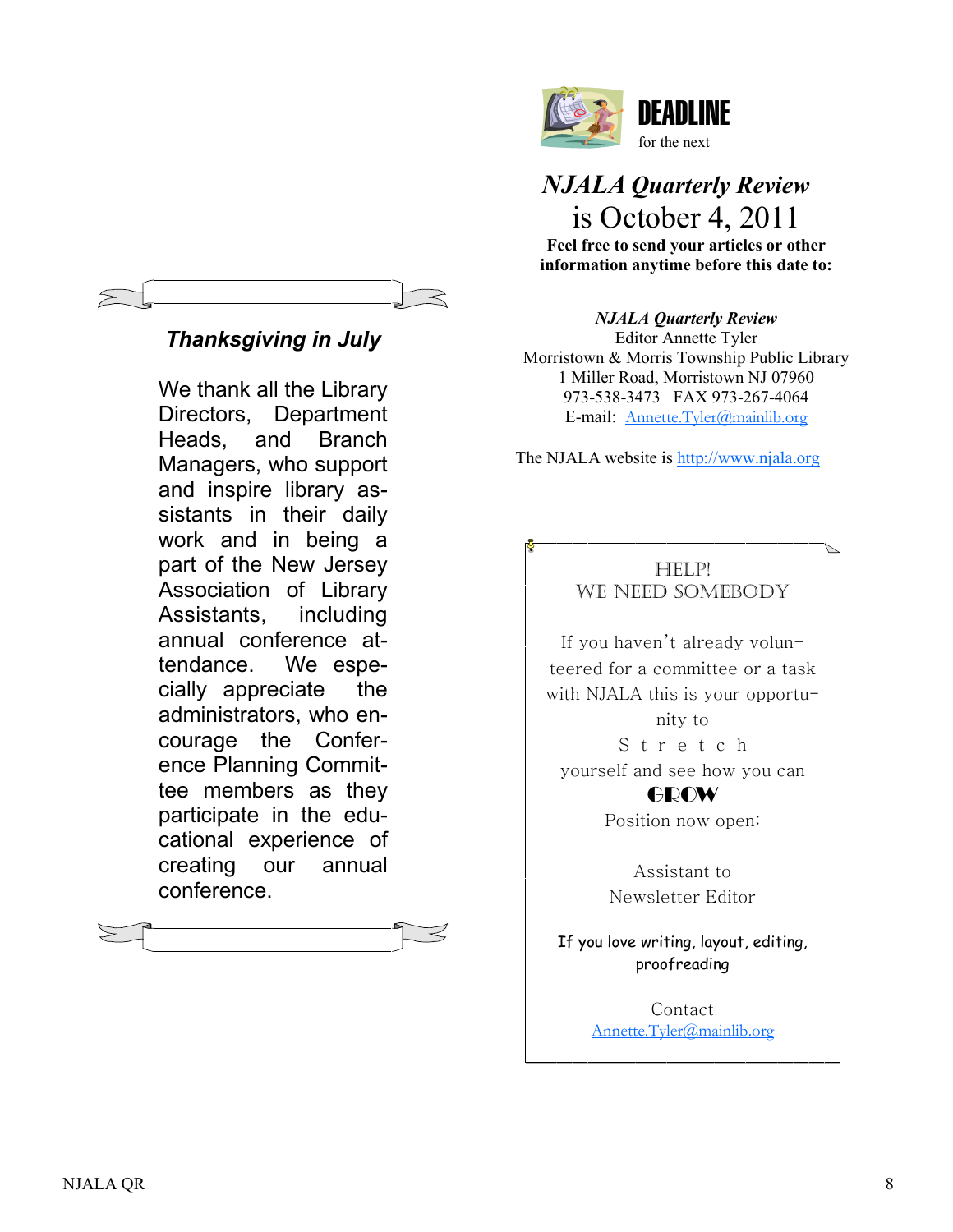## *Thanksgiving in July*

We thank all the Library Directors, Department Heads, and Branch Managers, who support and inspire library assistants in their daily work and in being a part of the New Jersey Association of Library Assistants, including annual conference attendance. We especially appreciate the administrators, who encourage the Conference Planning Committee members as they participate in the educational experience of creating our annual conference.

**DEADLINE**

for the next

## *NJALA Quarterly Review* is October 4, 2011

**Feel free to send your articles or other information anytime before this date to:**

***NJALA Quarterly Review***
Editor Annette Tyler
Morristown & Morris Township Public Library
1 Miller Road, Morristown NJ 07960
973-538-3473 FAX 973-267-4064
E-mail: Annette.Tyler@mainlib.org

The NJALA website is http://www.njala.org

HELP!
WE NEED SOMEBODY

If you haven't already volunteered for a committee or a task with NJALA this is your opportunity to

S t r e t c h

yourself and see how you can

**GROW**

Position now open:

Assistant to
Newsletter Editor

If you love writing, layout, editing, proofreading

Contact
Annette.Tyler@mainlib.org